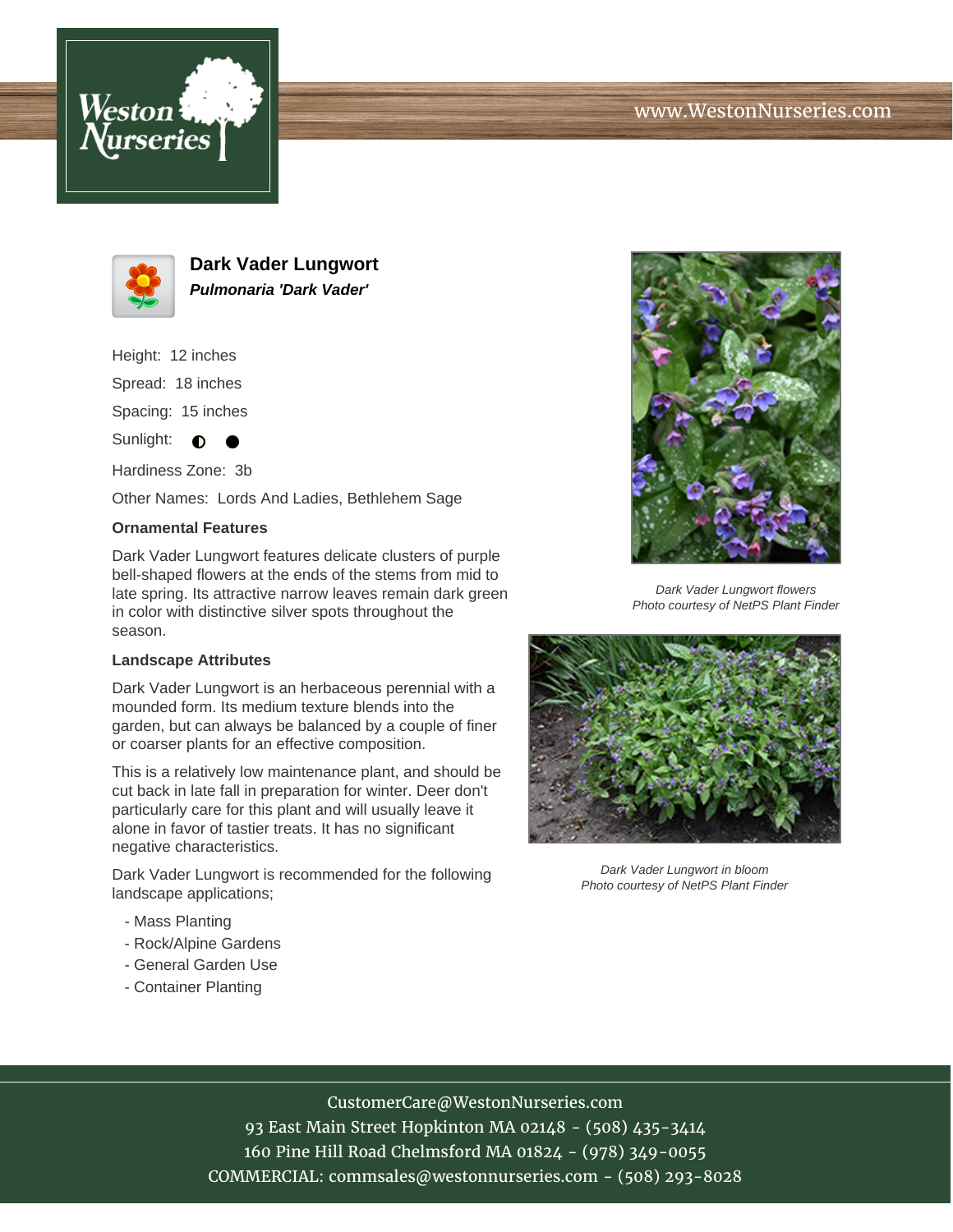# Dark Vader Lungwort

***Pulmonaria 'Dark Vader'***

Height: 12 inches

Spread: 18 inches

Spacing: 15 inches

Sunlight: ◐ ●

Hardiness Zone: 3b

Other Names: Lords And Ladies, Bethlehem Sage

### Ornamental Features

Dark Vader Lungwort features delicate clusters of purple bell-shaped flowers at the ends of the stems from mid to late spring. Its attractive narrow leaves remain dark green in color with distinctive silver spots throughout the season.

### Landscape Attributes

Dark Vader Lungwort is an herbaceous perennial with a mounded form. Its medium texture blends into the garden, but can always be balanced by a couple of finer or coarser plants for an effective composition.

This is a relatively low maintenance plant, and should be cut back in late fall in preparation for winter. Deer don't particularly care for this plant and will usually leave it alone in favor of tastier treats. It has no significant negative characteristics.

Dark Vader Lungwort is recommended for the following landscape applications;

- Mass Planting
- Rock/Alpine Gardens
- General Garden Use
- Container Planting

*Dark Vader Lungwort flowers*
*Photo courtesy of NetPS Plant Finder*

*Dark Vader Lungwort in bloom*
*Photo courtesy of NetPS Plant Finder*

CustomerCare@WestonNurseries.com
93 East Main Street Hopkinton MA 02148 - (508) 435-3414
160 Pine Hill Road Chelmsford MA 01824 - (978) 349-0055
COMMERCIAL: commsales@westonnurseries.com - (508) 293-8028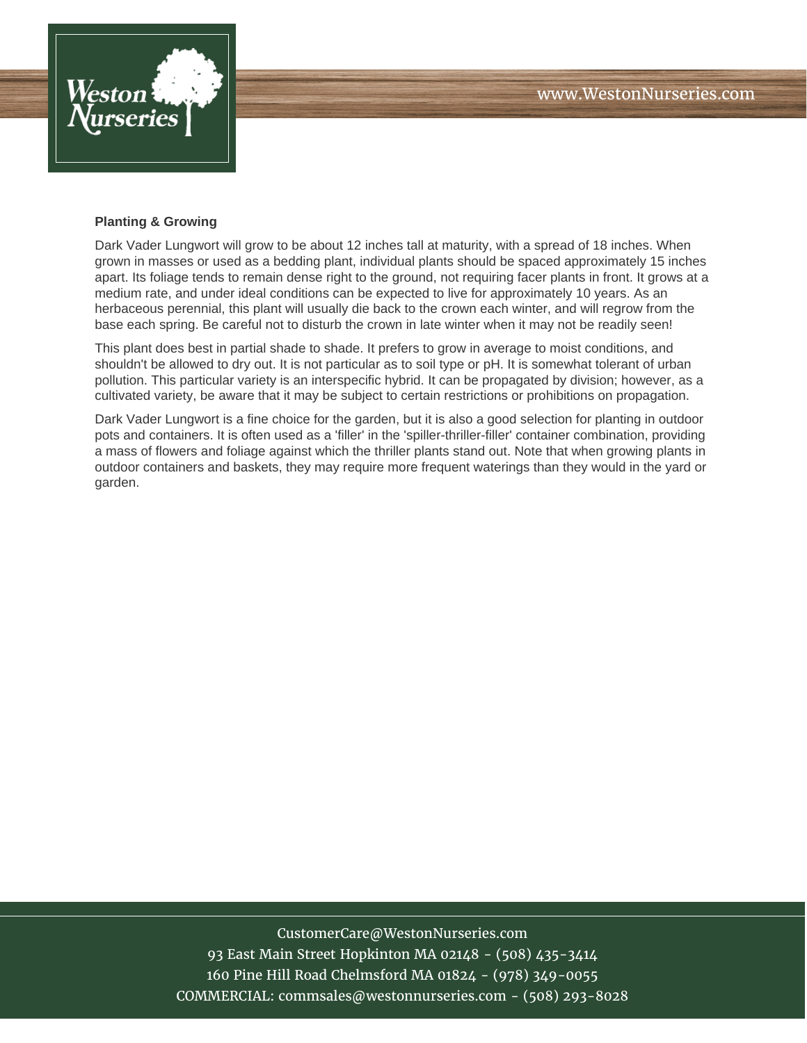**Planting & Growing**

Dark Vader Lungwort will grow to be about 12 inches tall at maturity, with a spread of 18 inches. When grown in masses or used as a bedding plant, individual plants should be spaced approximately 15 inches apart. Its foliage tends to remain dense right to the ground, not requiring facer plants in front. It grows at a medium rate, and under ideal conditions can be expected to live for approximately 10 years. As an herbaceous perennial, this plant will usually die back to the crown each winter, and will regrow from the base each spring. Be careful not to disturb the crown in late winter when it may not be readily seen!

This plant does best in partial shade to shade. It prefers to grow in average to moist conditions, and shouldn't be allowed to dry out. It is not particular as to soil type or pH. It is somewhat tolerant of urban pollution. This particular variety is an interspecific hybrid. It can be propagated by division; however, as a cultivated variety, be aware that it may be subject to certain restrictions or prohibitions on propagation.

Dark Vader Lungwort is a fine choice for the garden, but it is also a good selection for planting in outdoor pots and containers. It is often used as a 'filler' in the 'spiller-thriller-filler' container combination, providing a mass of flowers and foliage against which the thriller plants stand out. Note that when growing plants in outdoor containers and baskets, they may require more frequent waterings than they would in the yard or garden.